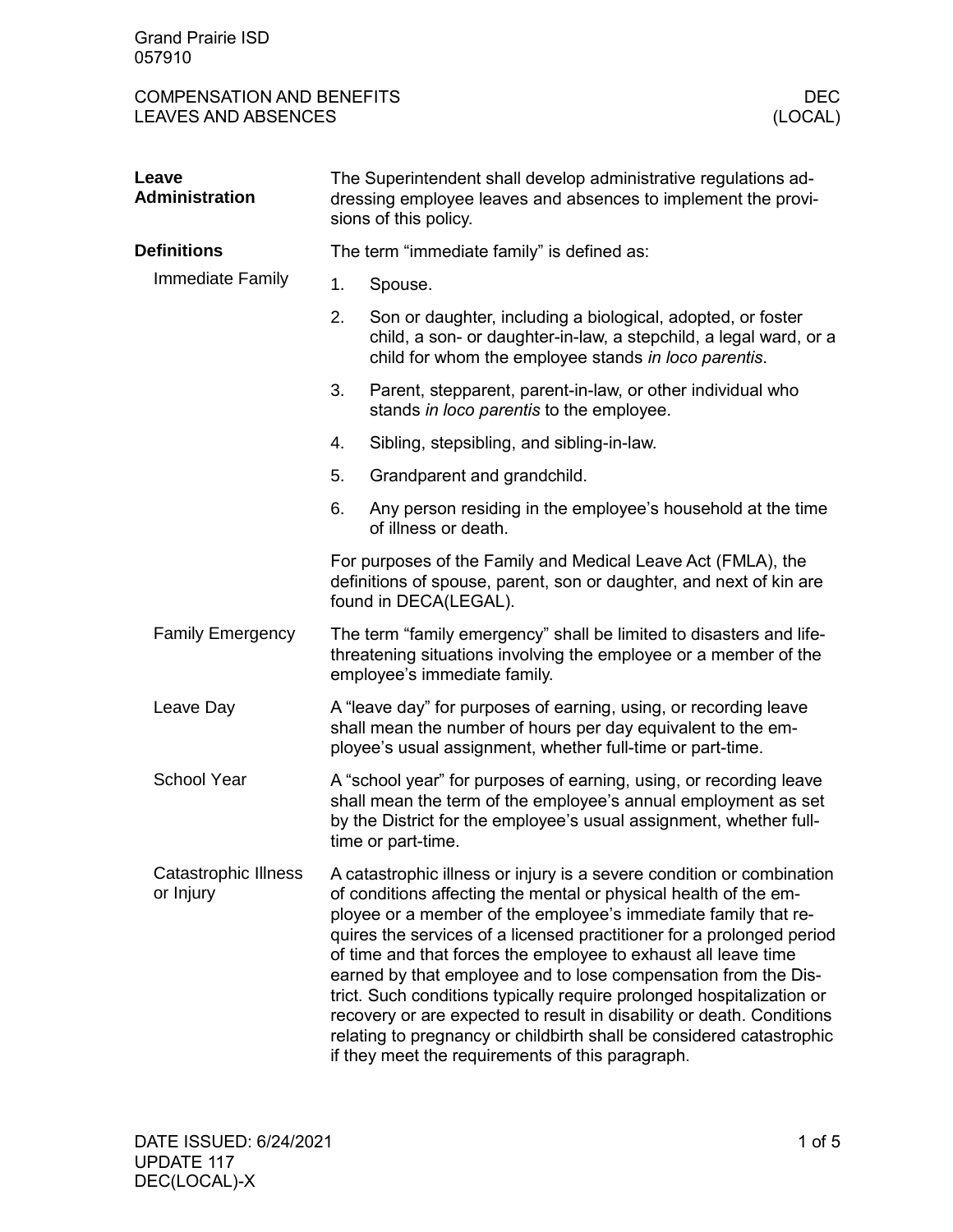Grand Prairie ISD
057910

COMPENSATION AND BENEFITS
LEAVES AND ABSENCES

DEC
(LOCAL)

## Leave Administration

The Superintendent shall develop administrative regulations addressing employee leaves and absences to implement the provisions of this policy.

## Definitions

### Immediate Family

The term "immediate family" is defined as:

1. Spouse.
2. Son or daughter, including a biological, adopted, or foster child, a son- or daughter-in-law, a stepchild, a legal ward, or a child for whom the employee stands *in loco parentis*.
3. Parent, stepparent, parent-in-law, or other individual who stands *in loco parentis* to the employee.
4. Sibling, stepsibling, and sibling-in-law.
5. Grandparent and grandchild.
6. Any person residing in the employee's household at the time of illness or death.

For purposes of the Family and Medical Leave Act (FMLA), the definitions of spouse, parent, son or daughter, and next of kin are found in DECA(LEGAL).

### Family Emergency

The term "family emergency" shall be limited to disasters and life-threatening situations involving the employee or a member of the employee's immediate family.

### Leave Day

A "leave day" for purposes of earning, using, or recording leave shall mean the number of hours per day equivalent to the employee's usual assignment, whether full-time or part-time.

### School Year

A "school year" for purposes of earning, using, or recording leave shall mean the term of the employee's annual employment as set by the District for the employee's usual assignment, whether full-time or part-time.

### Catastrophic Illness or Injury

A catastrophic illness or injury is a severe condition or combination of conditions affecting the mental or physical health of the employee or a member of the employee's immediate family that requires the services of a licensed practitioner for a prolonged period of time and that forces the employee to exhaust all leave time earned by that employee and to lose compensation from the District. Such conditions typically require prolonged hospitalization or recovery or are expected to result in disability or death. Conditions relating to pregnancy or childbirth shall be considered catastrophic if they meet the requirements of this paragraph.

DATE ISSUED: 6/24/2021
UPDATE 117
DEC(LOCAL)-X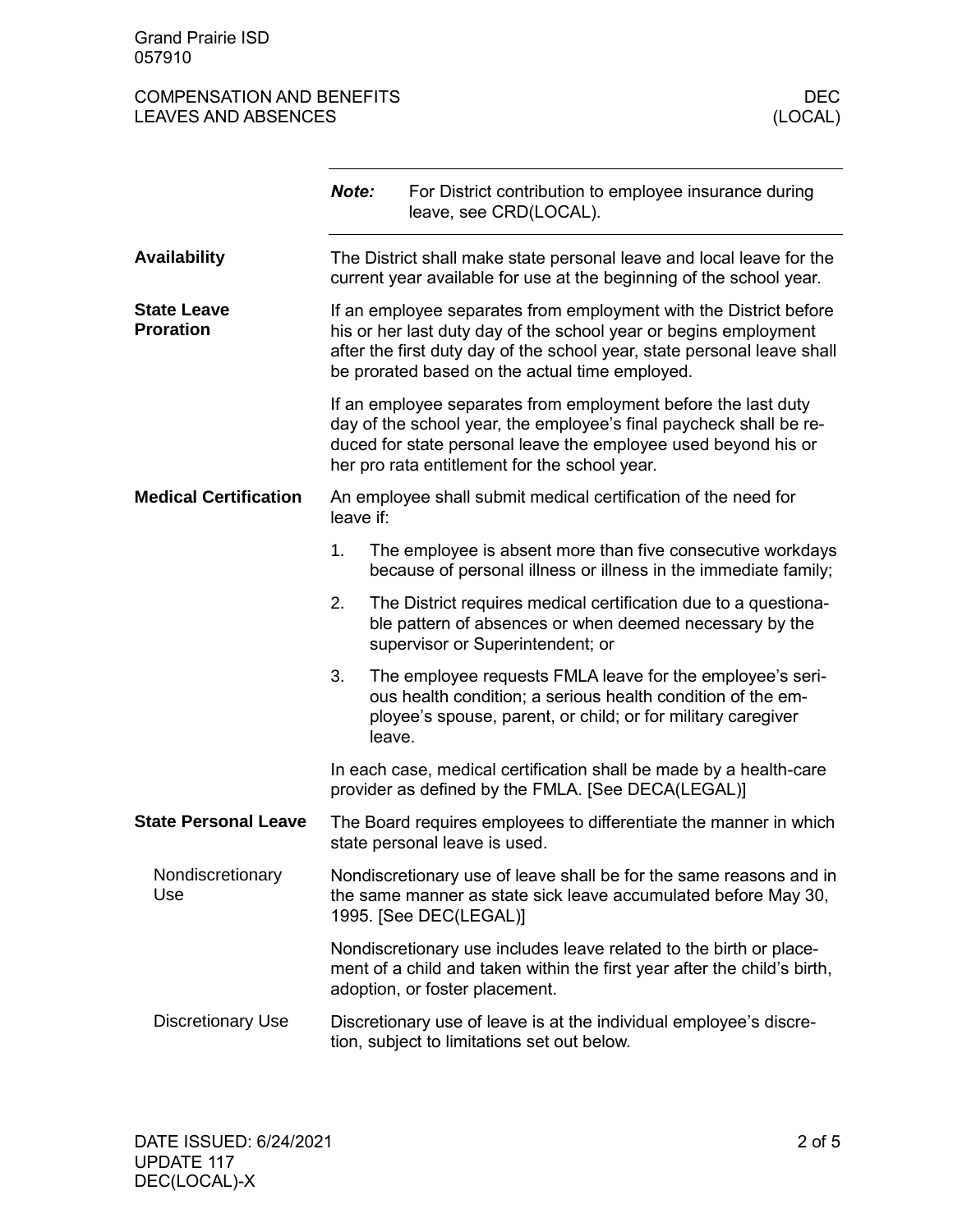> ***Note:*** For District contribution to employee insurance during leave, see CRD(LOCAL).

## Availability

The District shall make state personal leave and local leave for the current year available for use at the beginning of the school year.

## State Leave Proration

If an employee separates from employment with the District before his or her last duty day of the school year or begins employment after the first duty day of the school year, state personal leave shall be prorated based on the actual time employed.

If an employee separates from employment before the last duty day of the school year, the employee's final paycheck shall be reduced for state personal leave the employee used beyond his or her pro rata entitlement for the school year.

## Medical Certification

An employee shall submit medical certification of the need for leave if:

1. The employee is absent more than five consecutive workdays because of personal illness or illness in the immediate family;
2. The District requires medical certification due to a questionable pattern of absences or when deemed necessary by the supervisor or Superintendent; or
3. The employee requests FMLA leave for the employee's serious health condition; a serious health condition of the employee's spouse, parent, or child; or for military caregiver leave.

In each case, medical certification shall be made by a health-care provider as defined by the FMLA. [See DECA(LEGAL)]

## State Personal Leave

The Board requires employees to differentiate the manner in which state personal leave is used.

### Nondiscretionary Use

Nondiscretionary use of leave shall be for the same reasons and in the same manner as state sick leave accumulated before May 30, 1995. [See DEC(LEGAL)]

Nondiscretionary use includes leave related to the birth or placement of a child and taken within the first year after the child's birth, adoption, or foster placement.

### Discretionary Use

Discretionary use of leave is at the individual employee's discretion, subject to limitations set out below.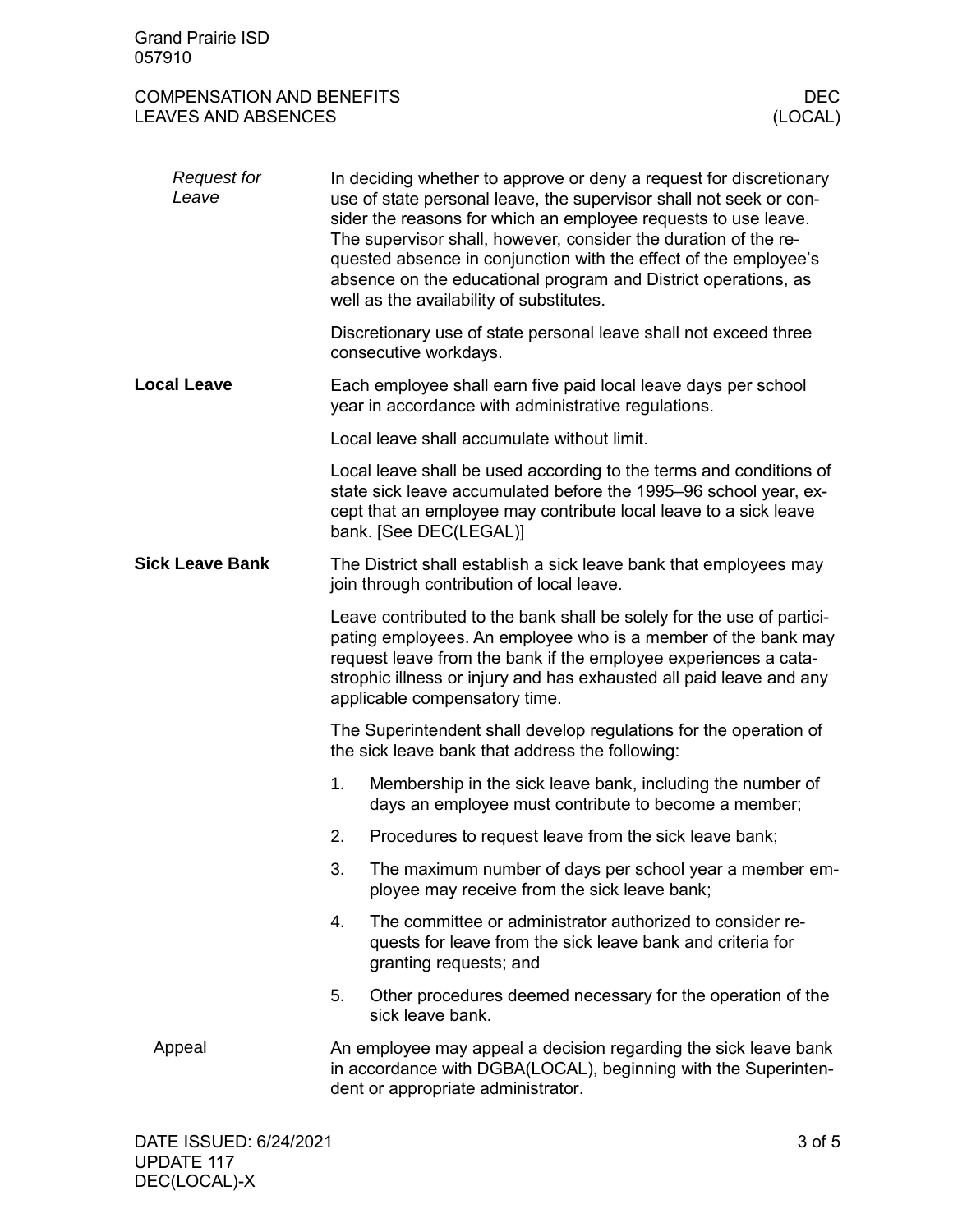*Request for Leave*

In deciding whether to approve or deny a request for discretionary use of state personal leave, the supervisor shall not seek or consider the reasons for which an employee requests to use leave. The supervisor shall, however, consider the duration of the requested absence in conjunction with the effect of the employee's absence on the educational program and District operations, as well as the availability of substitutes.

Discretionary use of state personal leave shall not exceed three consecutive workdays.

**Local Leave**

Each employee shall earn five paid local leave days per school year in accordance with administrative regulations.

Local leave shall accumulate without limit.

Local leave shall be used according to the terms and conditions of state sick leave accumulated before the 1995–96 school year, except that an employee may contribute local leave to a sick leave bank. [See DEC(LEGAL)]

**Sick Leave Bank**

The District shall establish a sick leave bank that employees may join through contribution of local leave.

Leave contributed to the bank shall be solely for the use of participating employees. An employee who is a member of the bank may request leave from the bank if the employee experiences a catastrophic illness or injury and has exhausted all paid leave and any applicable compensatory time.

The Superintendent shall develop regulations for the operation of the sick leave bank that address the following:

1. Membership in the sick leave bank, including the number of days an employee must contribute to become a member;
2. Procedures to request leave from the sick leave bank;
3. The maximum number of days per school year a member employee may receive from the sick leave bank;
4. The committee or administrator authorized to consider requests for leave from the sick leave bank and criteria for granting requests; and
5. Other procedures deemed necessary for the operation of the sick leave bank.

Appeal

An employee may appeal a decision regarding the sick leave bank in accordance with DGBA(LOCAL), beginning with the Superintendent or appropriate administrator.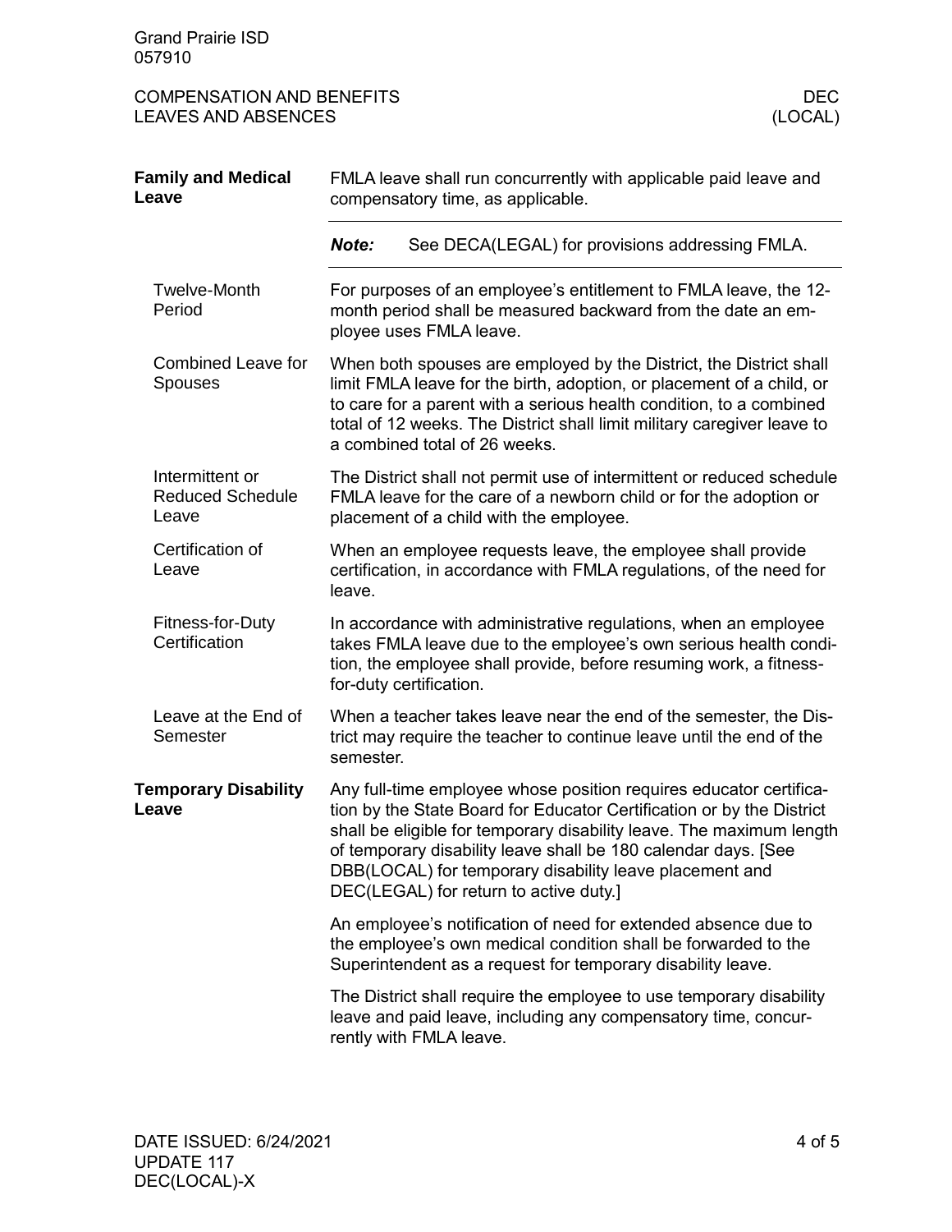## Family and Medical Leave

FMLA leave shall run concurrently with applicable paid leave and compensatory time, as applicable.

***Note:*** See DECA(LEGAL) for provisions addressing FMLA.

### Twelve-Month Period

For purposes of an employee's entitlement to FMLA leave, the 12-month period shall be measured backward from the date an employee uses FMLA leave.

### Combined Leave for Spouses

When both spouses are employed by the District, the District shall limit FMLA leave for the birth, adoption, or placement of a child, or to care for a parent with a serious health condition, to a combined total of 12 weeks. The District shall limit military caregiver leave to a combined total of 26 weeks.

### Intermittent or Reduced Schedule Leave

The District shall not permit use of intermittent or reduced schedule FMLA leave for the care of a newborn child or for the adoption or placement of a child with the employee.

### Certification of Leave

When an employee requests leave, the employee shall provide certification, in accordance with FMLA regulations, of the need for leave.

### Fitness-for-Duty Certification

In accordance with administrative regulations, when an employee takes FMLA leave due to the employee's own serious health condition, the employee shall provide, before resuming work, a fitness-for-duty certification.

### Leave at the End of Semester

When a teacher takes leave near the end of the semester, the District may require the teacher to continue leave until the end of the semester.

## Temporary Disability Leave

Any full-time employee whose position requires educator certification by the State Board for Educator Certification or by the District shall be eligible for temporary disability leave. The maximum length of temporary disability leave shall be 180 calendar days. [See DBB(LOCAL) for temporary disability leave placement and DEC(LEGAL) for return to active duty.]

An employee's notification of need for extended absence due to the employee's own medical condition shall be forwarded to the Superintendent as a request for temporary disability leave.

The District shall require the employee to use temporary disability leave and paid leave, including any compensatory time, concurrently with FMLA leave.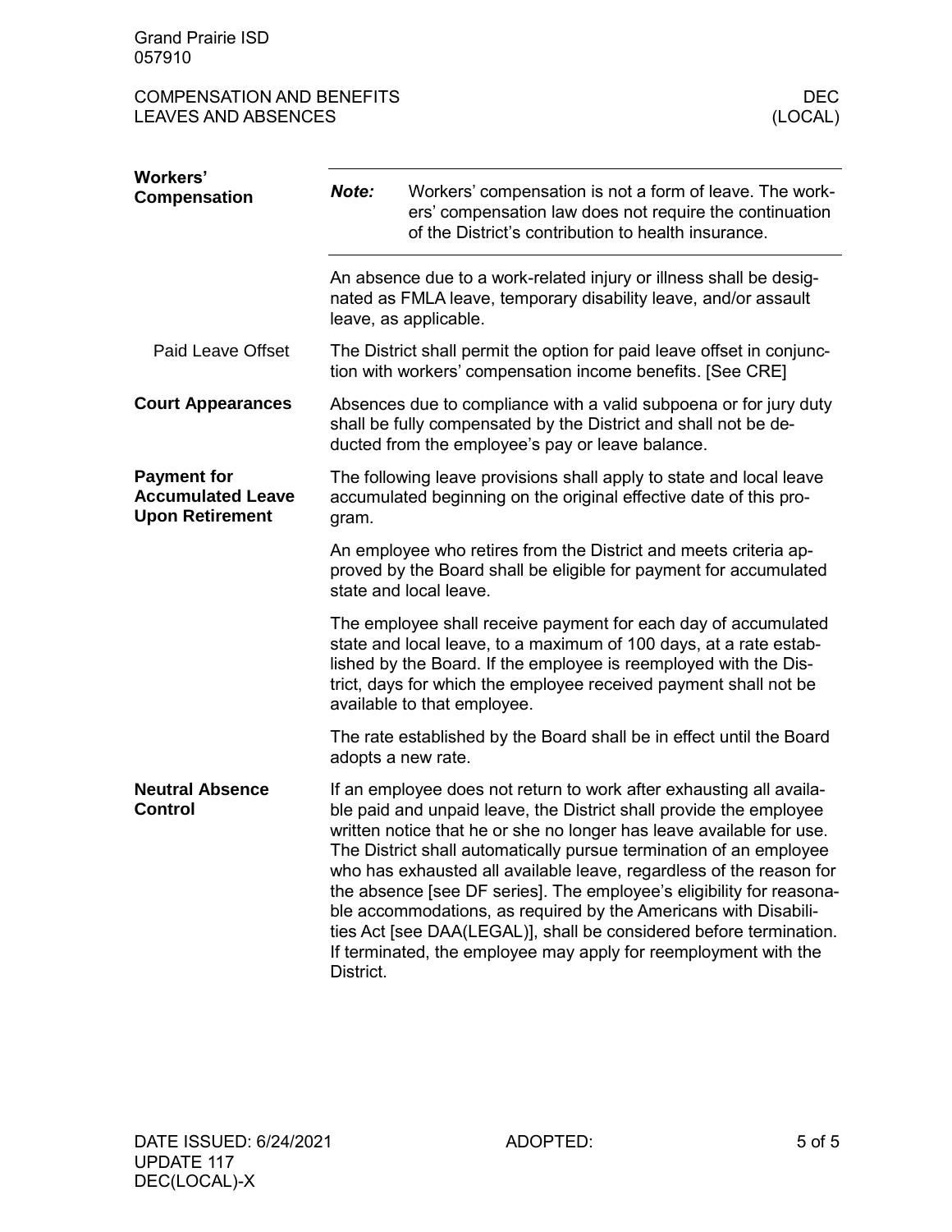## Workers' Compensation

***Note:*** Workers' compensation is not a form of leave. The workers' compensation law does not require the continuation of the District's contribution to health insurance.

An absence due to a work-related injury or illness shall be designated as FMLA leave, temporary disability leave, and/or assault leave, as applicable.

### Paid Leave Offset

The District shall permit the option for paid leave offset in conjunction with workers' compensation income benefits. [See CRE]

## Court Appearances

Absences due to compliance with a valid subpoena or for jury duty shall be fully compensated by the District and shall not be deducted from the employee's pay or leave balance.

## Payment for Accumulated Leave Upon Retirement

The following leave provisions shall apply to state and local leave accumulated beginning on the original effective date of this program.

An employee who retires from the District and meets criteria approved by the Board shall be eligible for payment for accumulated state and local leave.

The employee shall receive payment for each day of accumulated state and local leave, to a maximum of 100 days, at a rate established by the Board. If the employee is reemployed with the District, days for which the employee received payment shall not be available to that employee.

The rate established by the Board shall be in effect until the Board adopts a new rate.

## Neutral Absence Control

If an employee does not return to work after exhausting all available paid and unpaid leave, the District shall provide the employee written notice that he or she no longer has leave available for use. The District shall automatically pursue termination of an employee who has exhausted all available leave, regardless of the reason for the absence [see DF series]. The employee's eligibility for reasonable accommodations, as required by the Americans with Disabilities Act [see DAA(LEGAL)], shall be considered before termination. If terminated, the employee may apply for reemployment with the District.